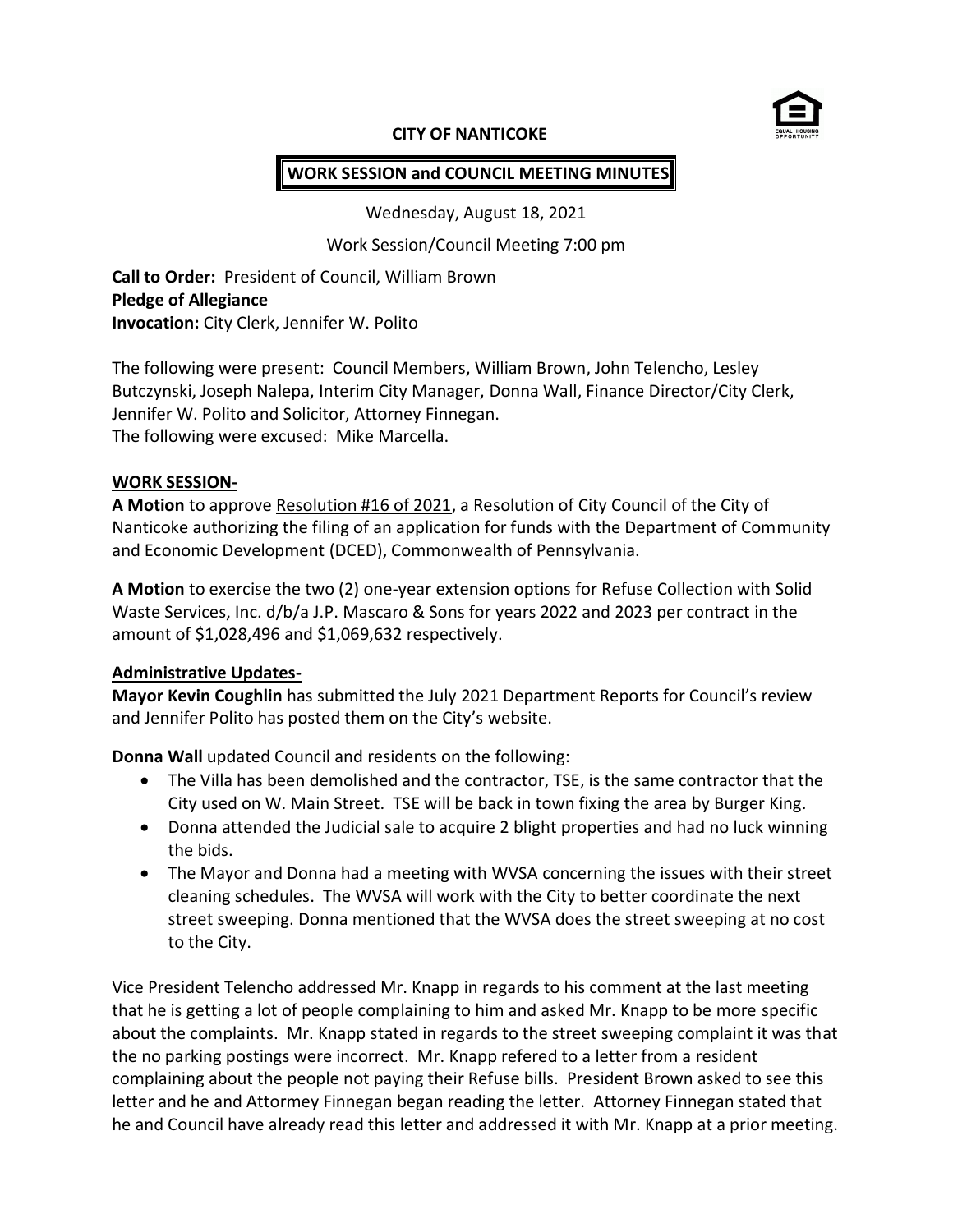**CITY OF NANTICOKE**

**WORK SESSION and COUNCIL MEETING MINUTES**

Wednesday, August 18, 2021

Work Session/Council Meeting 7:00 pm

**Call to Order:** President of Council, William Brown
**Pledge of Allegiance**
**Invocation:** City Clerk, Jennifer W. Polito

The following were present: Council Members, William Brown, John Telencho, Lesley Butczynski, Joseph Nalepa, Interim City Manager, Donna Wall, Finance Director/City Clerk, Jennifer W. Polito and Solicitor, Attorney Finnegan.
The following were excused: Mike Marcella.

**WORK SESSION-**

**A Motion** to approve Resolution #16 of 2021, a Resolution of City Council of the City of Nanticoke authorizing the filing of an application for funds with the Department of Community and Economic Development (DCED), Commonwealth of Pennsylvania.

**A Motion** to exercise the two (2) one-year extension options for Refuse Collection with Solid Waste Services, Inc. d/b/a J.P. Mascaro & Sons for years 2022 and 2023 per contract in the amount of $1,028,496 and $1,069,632 respectively.

**Administrative Updates-**

**Mayor Kevin Coughlin** has submitted the July 2021 Department Reports for Council's review and Jennifer Polito has posted them on the City's website.

**Donna Wall** updated Council and residents on the following:

- The Villa has been demolished and the contractor, TSE, is the same contractor that the City used on W. Main Street. TSE will be back in town fixing the area by Burger King.
- Donna attended the Judicial sale to acquire 2 blight properties and had no luck winning the bids.
- The Mayor and Donna had a meeting with WVSA concerning the issues with their street cleaning schedules. The WVSA will work with the City to better coordinate the next street sweeping. Donna mentioned that the WVSA does the street sweeping at no cost to the City.

Vice President Telencho addressed Mr. Knapp in regards to his comment at the last meeting that he is getting a lot of people complaining to him and asked Mr. Knapp to be more specific about the complaints. Mr. Knapp stated in regards to the street sweeping complaint it was that the no parking postings were incorrect. Mr. Knapp refered to a letter from a resident complaining about the people not paying their Refuse bills. President Brown asked to see this letter and he and Attormey Finnegan began reading the letter. Attorney Finnegan stated that he and Council have already read this letter and addressed it with Mr. Knapp at a prior meeting.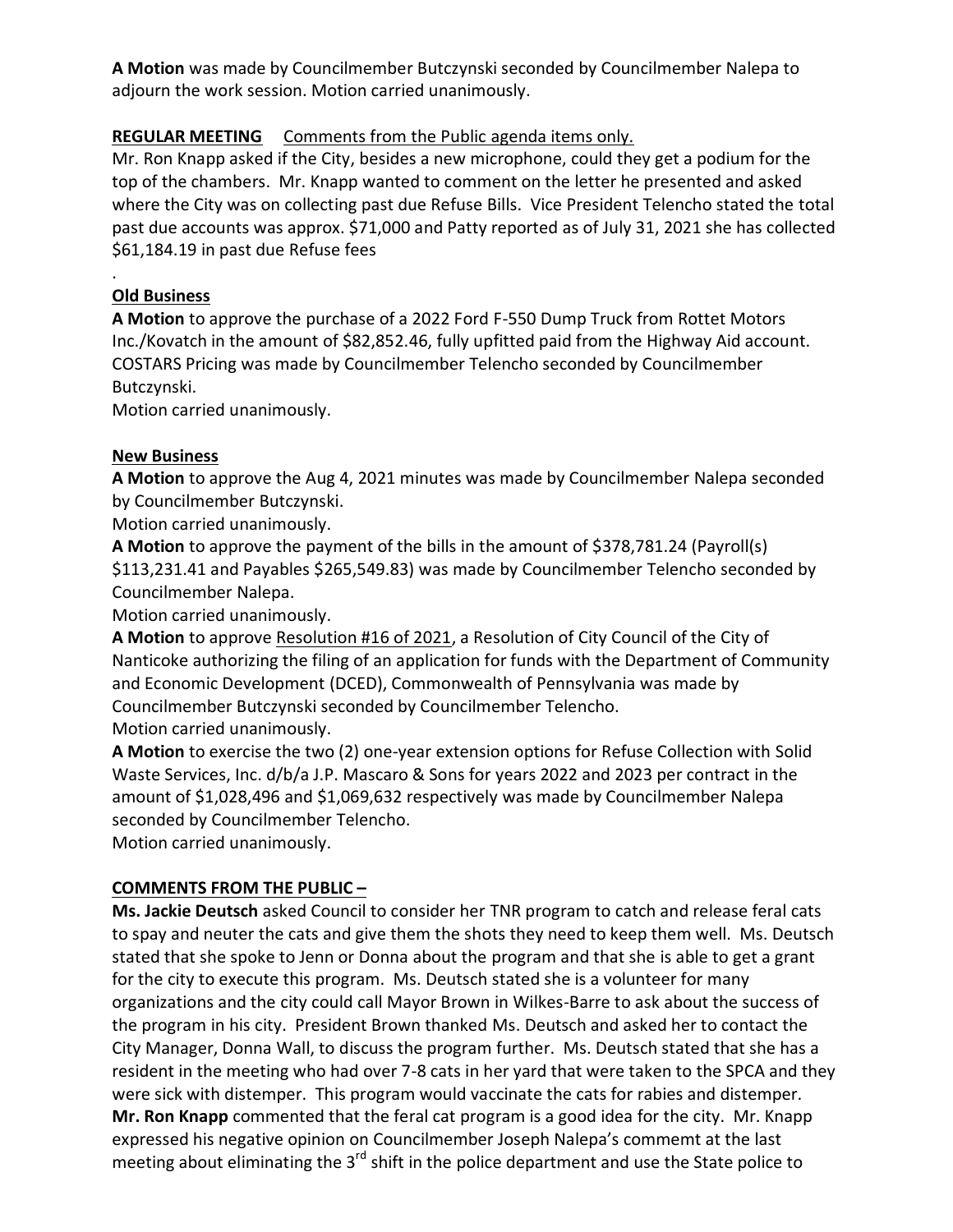**A Motion** was made by Councilmember Butczynski seconded by Councilmember Nalepa to adjourn the work session. Motion carried unanimously.

**REGULAR MEETING** Comments from the Public agenda items only.

Mr. Ron Knapp asked if the City, besides a new microphone, could they get a podium for the top of the chambers. Mr. Knapp wanted to comment on the letter he presented and asked where the City was on collecting past due Refuse Bills. Vice President Telencho stated the total past due accounts was approx. $71,000 and Patty reported as of July 31, 2021 she has collected $61,184.19 in past due Refuse fees

.

**Old Business**

**A Motion** to approve the purchase of a 2022 Ford F-550 Dump Truck from Rottet Motors Inc./Kovatch in the amount of $82,852.46, fully upfitted paid from the Highway Aid account. COSTARS Pricing was made by Councilmember Telencho seconded by Councilmember Butczynski.

Motion carried unanimously.

**New Business**

**A Motion** to approve the Aug 4, 2021 minutes was made by Councilmember Nalepa seconded by Councilmember Butczynski.

Motion carried unanimously.

**A Motion** to approve the payment of the bills in the amount of $378,781.24 (Payroll(s) $113,231.41 and Payables $265,549.83) was made by Councilmember Telencho seconded by Councilmember Nalepa.

Motion carried unanimously.

**A Motion** to approve Resolution #16 of 2021, a Resolution of City Council of the City of Nanticoke authorizing the filing of an application for funds with the Department of Community and Economic Development (DCED), Commonwealth of Pennsylvania was made by Councilmember Butczynski seconded by Councilmember Telencho.

Motion carried unanimously.

**A Motion** to exercise the two (2) one-year extension options for Refuse Collection with Solid Waste Services, Inc. d/b/a J.P. Mascaro & Sons for years 2022 and 2023 per contract in the amount of $1,028,496 and $1,069,632 respectively was made by Councilmember Nalepa seconded by Councilmember Telencho.

Motion carried unanimously.

**COMMENTS FROM THE PUBLIC –**

**Ms. Jackie Deutsch** asked Council to consider her TNR program to catch and release feral cats to spay and neuter the cats and give them the shots they need to keep them well. Ms. Deutsch stated that she spoke to Jenn or Donna about the program and that she is able to get a grant for the city to execute this program. Ms. Deutsch stated she is a volunteer for many organizations and the city could call Mayor Brown in Wilkes-Barre to ask about the success of the program in his city. President Brown thanked Ms. Deutsch and asked her to contact the City Manager, Donna Wall, to discuss the program further. Ms. Deutsch stated that she has a resident in the meeting who had over 7-8 cats in her yard that were taken to the SPCA and they were sick with distemper. This program would vaccinate the cats for rabies and distemper.

**Mr. Ron Knapp** commented that the feral cat program is a good idea for the city. Mr. Knapp expressed his negative opinion on Councilmember Joseph Nalepa's commemt at the last meeting about eliminating the 3rd shift in the police department and use the State police to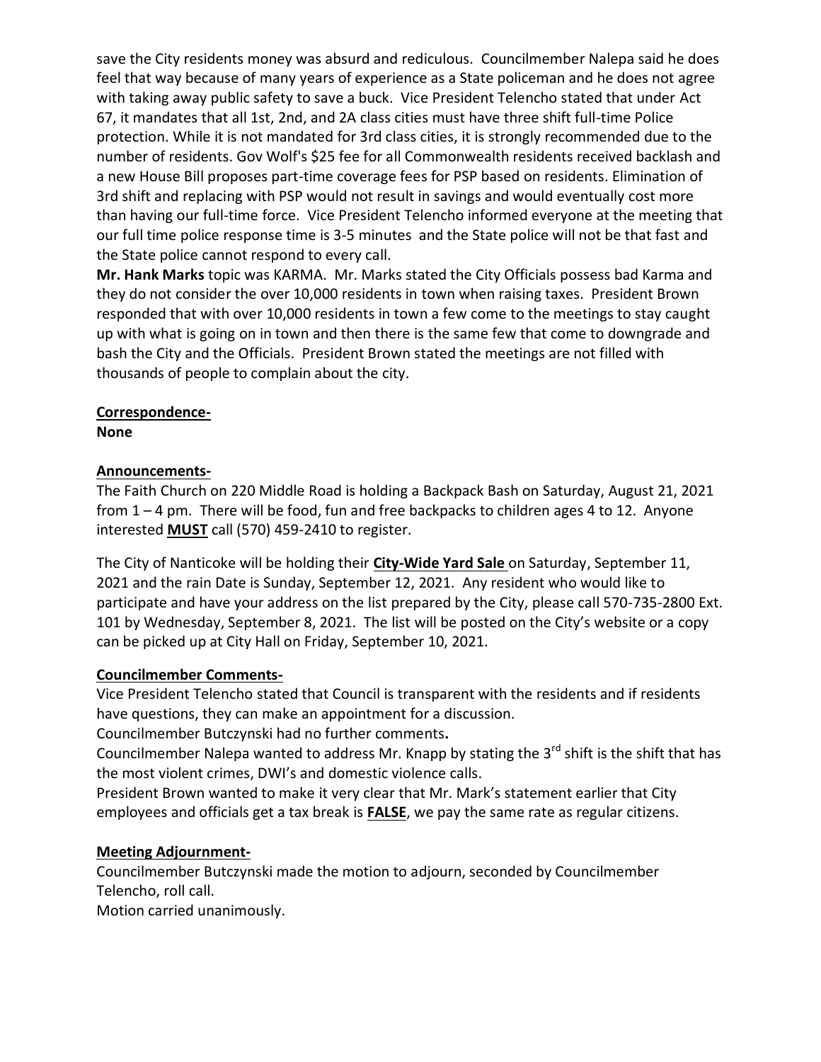save the City residents money was absurd and rediculous. Councilmember Nalepa said he does feel that way because of many years of experience as a State policeman and he does not agree with taking away public safety to save a buck. Vice President Telencho stated that under Act 67, it mandates that all 1st, 2nd, and 2A class cities must have three shift full-time Police protection. While it is not mandated for 3rd class cities, it is strongly recommended due to the number of residents. Gov Wolf's $25 fee for all Commonwealth residents received backlash and a new House Bill proposes part-time coverage fees for PSP based on residents. Elimination of 3rd shift and replacing with PSP would not result in savings and would eventually cost more than having our full-time force. Vice President Telencho informed everyone at the meeting that our full time police response time is 3-5 minutes and the State police will not be that fast and the State police cannot respond to every call.

**Mr. Hank Marks** topic was KARMA. Mr. Marks stated the City Officials possess bad Karma and they do not consider the over 10,000 residents in town when raising taxes. President Brown responded that with over 10,000 residents in town a few come to the meetings to stay caught up with what is going on in town and then there is the same few that come to downgrade and bash the City and the Officials. President Brown stated the meetings are not filled with thousands of people to complain about the city.

**Correspondence-**
**None**

**Announcements-**

The Faith Church on 220 Middle Road is holding a Backpack Bash on Saturday, August 21, 2021 from 1 – 4 pm. There will be food, fun and free backpacks to children ages 4 to 12. Anyone interested **MUST** call (570) 459-2410 to register.

The City of Nanticoke will be holding their **City-Wide Yard Sale** on Saturday, September 11, 2021 and the rain Date is Sunday, September 12, 2021. Any resident who would like to participate and have your address on the list prepared by the City, please call 570-735-2800 Ext. 101 by Wednesday, September 8, 2021. The list will be posted on the City's website or a copy can be picked up at City Hall on Friday, September 10, 2021.

**Councilmember Comments-**

Vice President Telencho stated that Council is transparent with the residents and if residents have questions, they can make an appointment for a discussion.

Councilmember Butczynski had no further comments**.**

Councilmember Nalepa wanted to address Mr. Knapp by stating the 3rd shift is the shift that has the most violent crimes, DWI's and domestic violence calls.

President Brown wanted to make it very clear that Mr. Mark's statement earlier that City employees and officials get a tax break is **FALSE**, we pay the same rate as regular citizens.

**Meeting Adjournment-**

Councilmember Butczynski made the motion to adjourn, seconded by Councilmember Telencho, roll call.

Motion carried unanimously.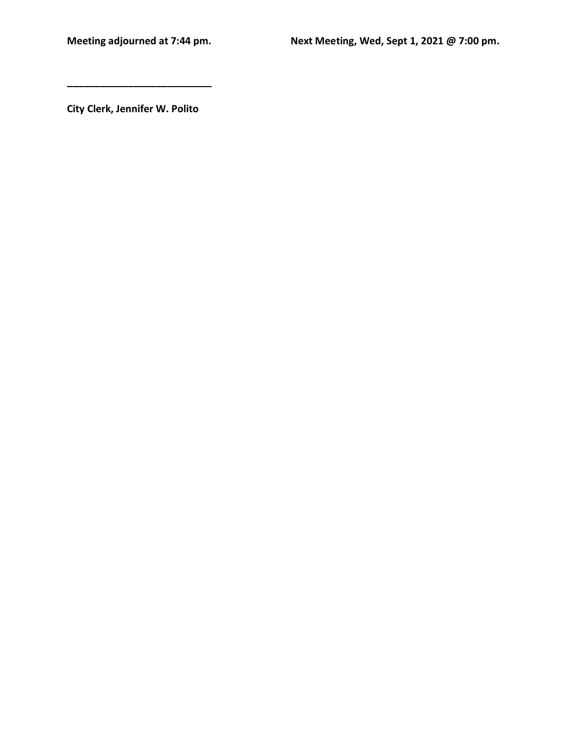**Meeting adjourned at 7:44 pm.** **Next Meeting, Wed, Sept 1, 2021 @ 7:00 pm.**

___________________________

**City Clerk, Jennifer W. Polito**